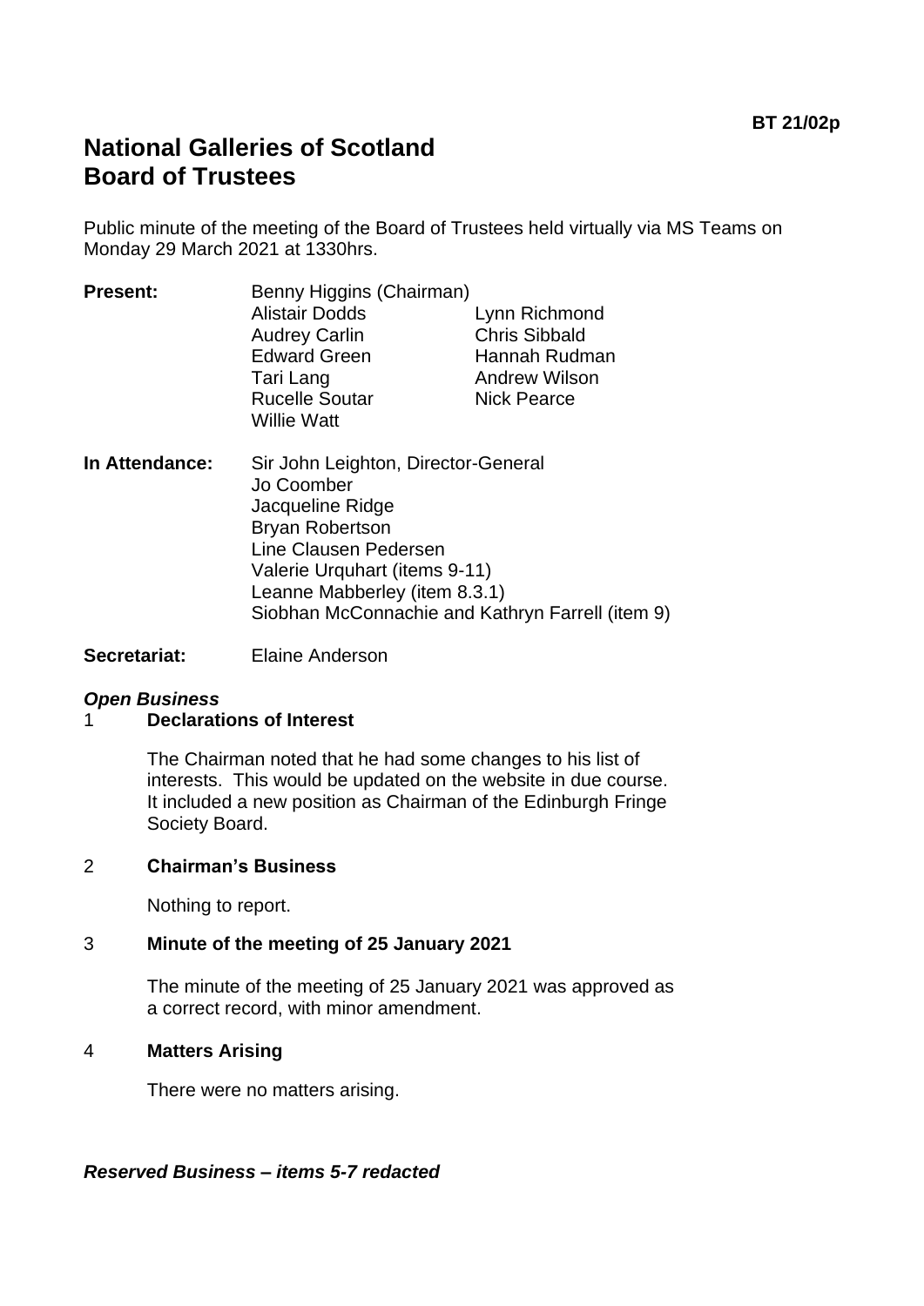**BT 21/02p**

# National Galleries of Scotland
# Board of Trustees

Public minute of the meeting of the Board of Trustees held virtually via MS Teams on Monday 29 March 2021 at 1330hrs.

**Present:**

Benny Higgins (Chairman)

| | |
|---|---|
| Alistair Dodds | Lynn Richmond |
| Audrey Carlin | Chris Sibbald |
| Edward Green | Hannah Rudman |
| Tari Lang | Andrew Wilson |
| Rucelle Soutar | Nick Pearce |
| Willie Watt | |

**In Attendance:**

Sir John Leighton, Director-General
Jo Coomber
Jacqueline Ridge
Bryan Robertson
Line Clausen Pedersen
Valerie Urquhart (items 9-11)
Leanne Mabberley (item 8.3.1)
Siobhan McConnachie and Kathryn Farrell (item 9)

**Secretariat:** Elaine Anderson

***Open Business***

**1 Declarations of Interest**

The Chairman noted that he had some changes to his list of interests. This would be updated on the website in due course. It included a new position as Chairman of the Edinburgh Fringe Society Board.

**2 Chairman's Business**

Nothing to report.

**3 Minute of the meeting of 25 January 2021**

The minute of the meeting of 25 January 2021 was approved as a correct record, with minor amendment.

**4 Matters Arising**

There were no matters arising.

***Reserved Business – items 5-7 redacted***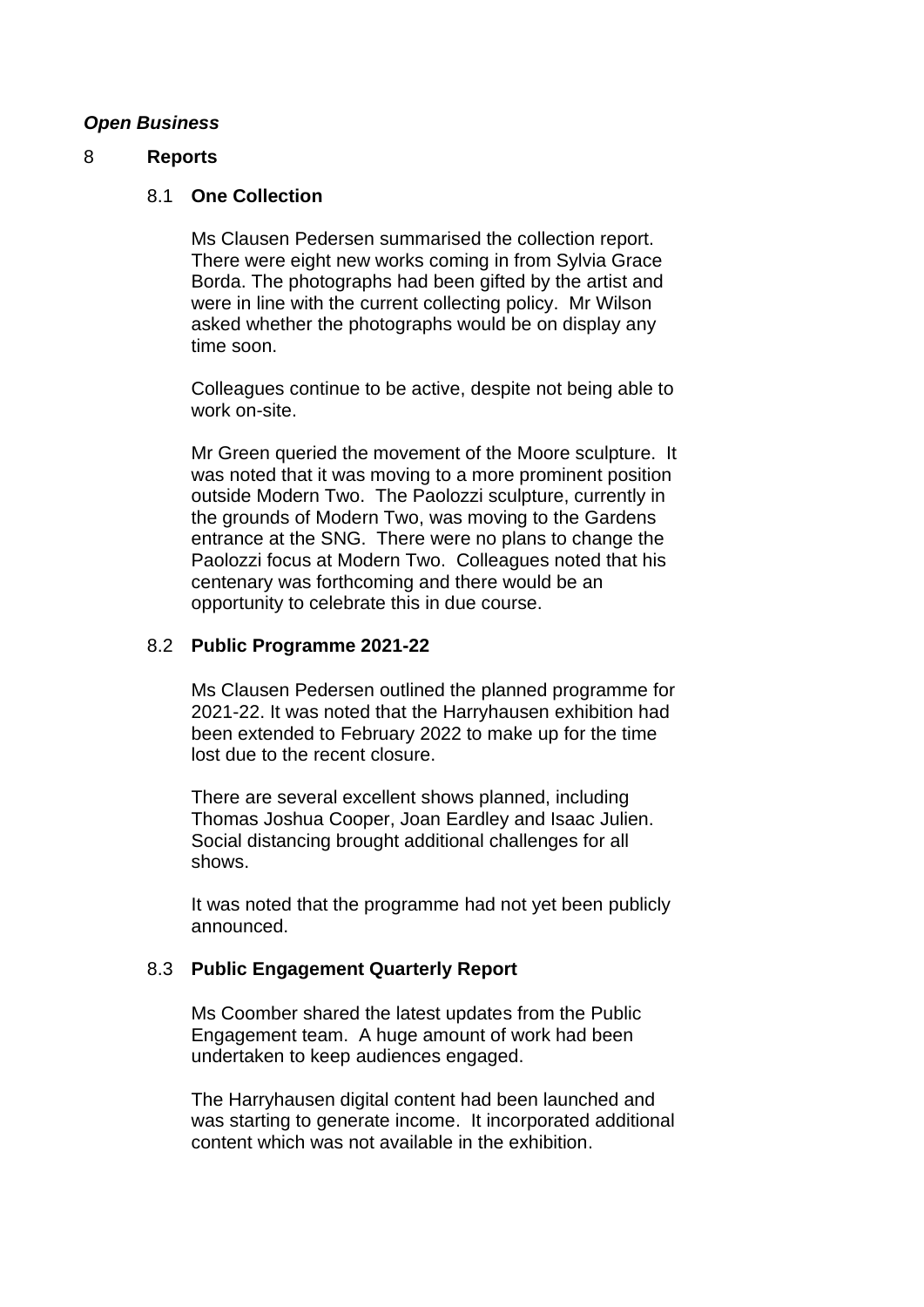***Open Business***

## 8 Reports

### 8.1 One Collection

Ms Clausen Pedersen summarised the collection report. There were eight new works coming in from Sylvia Grace Borda. The photographs had been gifted by the artist and were in line with the current collecting policy. Mr Wilson asked whether the photographs would be on display any time soon.

Colleagues continue to be active, despite not being able to work on-site.

Mr Green queried the movement of the Moore sculpture. It was noted that it was moving to a more prominent position outside Modern Two. The Paolozzi sculpture, currently in the grounds of Modern Two, was moving to the Gardens entrance at the SNG. There were no plans to change the Paolozzi focus at Modern Two. Colleagues noted that his centenary was forthcoming and there would be an opportunity to celebrate this in due course.

### 8.2 Public Programme 2021-22

Ms Clausen Pedersen outlined the planned programme for 2021-22. It was noted that the Harryhausen exhibition had been extended to February 2022 to make up for the time lost due to the recent closure.

There are several excellent shows planned, including Thomas Joshua Cooper, Joan Eardley and Isaac Julien. Social distancing brought additional challenges for all shows.

It was noted that the programme had not yet been publicly announced.

### 8.3 Public Engagement Quarterly Report

Ms Coomber shared the latest updates from the Public Engagement team. A huge amount of work had been undertaken to keep audiences engaged.

The Harryhausen digital content had been launched and was starting to generate income. It incorporated additional content which was not available in the exhibition.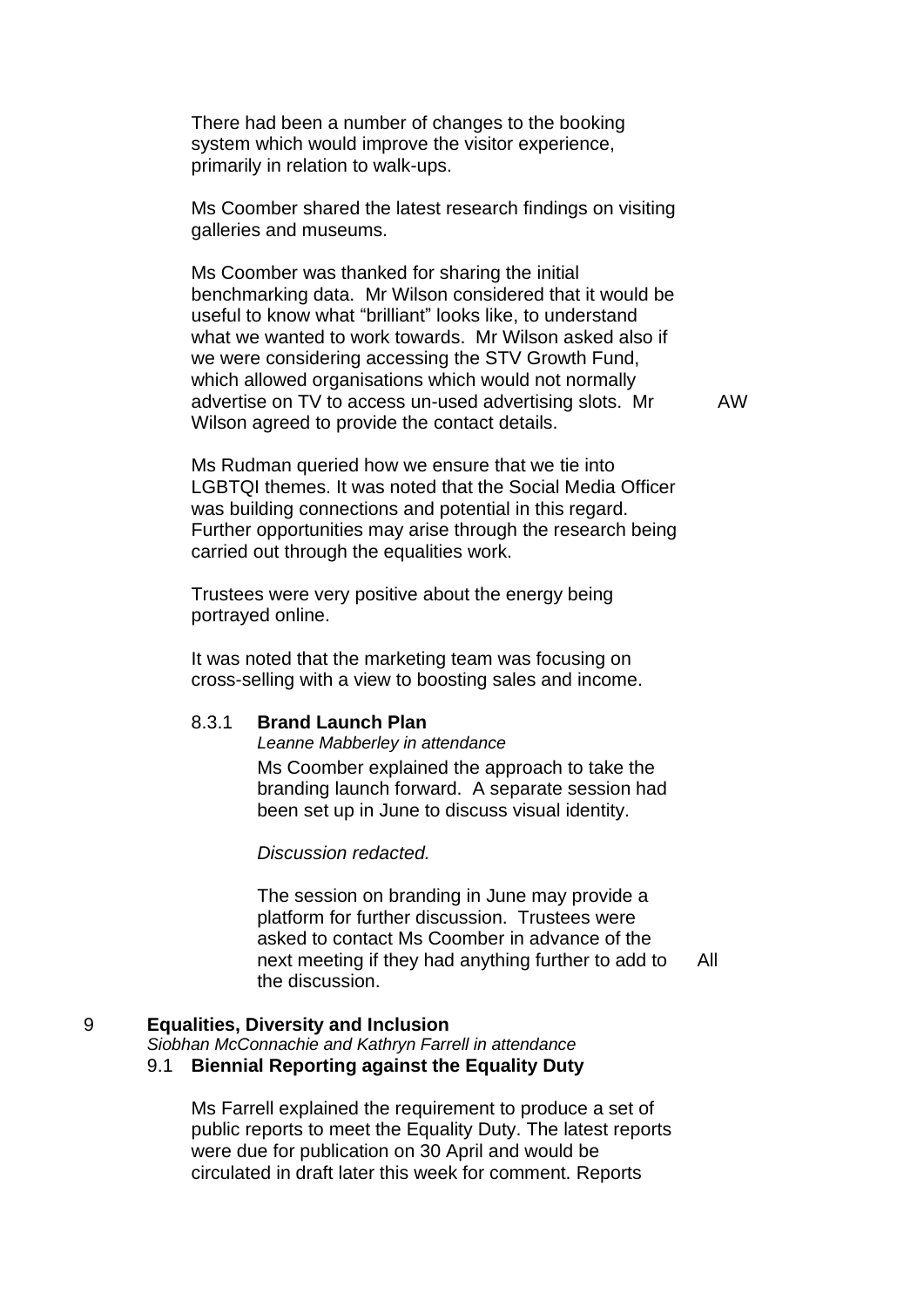There had been a number of changes to the booking system which would improve the visitor experience, primarily in relation to walk-ups.

Ms Coomber shared the latest research findings on visiting galleries and museums.

Ms Coomber was thanked for sharing the initial benchmarking data. Mr Wilson considered that it would be useful to know what "brilliant" looks like, to understand what we wanted to work towards. Mr Wilson asked also if we were considering accessing the STV Growth Fund, which allowed organisations which would not normally advertise on TV to access un-used advertising slots. Mr Wilson agreed to provide the contact details. **AW**

Ms Rudman queried how we ensure that we tie into LGBTQI themes. It was noted that the Social Media Officer was building connections and potential in this regard. Further opportunities may arise through the research being carried out through the equalities work.

Trustees were very positive about the energy being portrayed online.

It was noted that the marketing team was focusing on cross-selling with a view to boosting sales and income.

#### 8.3.1 Brand Launch Plan

*Leanne Mabberley in attendance*

Ms Coomber explained the approach to take the branding launch forward. A separate session had been set up in June to discuss visual identity.

*Discussion redacted.*

The session on branding in June may provide a platform for further discussion. Trustees were asked to contact Ms Coomber in advance of the next meeting if they had anything further to add to the discussion. **All**

## 9 Equalities, Diversity and Inclusion

*Siobhan McConnachie and Kathryn Farrell in attendance*

### 9.1 Biennial Reporting against the Equality Duty

Ms Farrell explained the requirement to produce a set of public reports to meet the Equality Duty. The latest reports were due for publication on 30 April and would be circulated in draft later this week for comment. Reports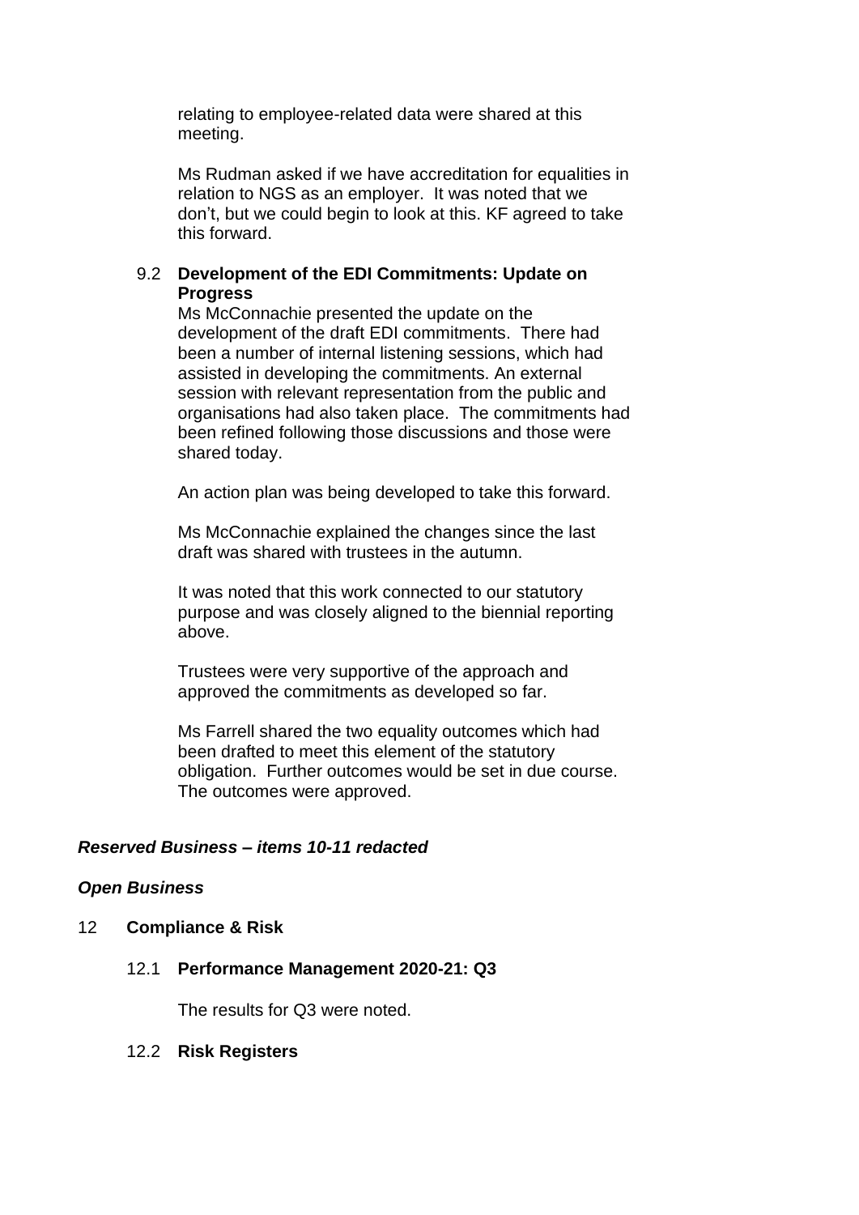relating to employee-related data were shared at this meeting.

Ms Rudman asked if we have accreditation for equalities in relation to NGS as an employer. It was noted that we don't, but we could begin to look at this. KF agreed to take this forward.

9.2 **Development of the EDI Commitments: Update on Progress**

Ms McConnachie presented the update on the development of the draft EDI commitments. There had been a number of internal listening sessions, which had assisted in developing the commitments. An external session with relevant representation from the public and organisations had also taken place. The commitments had been refined following those discussions and those were shared today.

An action plan was being developed to take this forward.

Ms McConnachie explained the changes since the last draft was shared with trustees in the autumn.

It was noted that this work connected to our statutory purpose and was closely aligned to the biennial reporting above.

Trustees were very supportive of the approach and approved the commitments as developed so far.

Ms Farrell shared the two equality outcomes which had been drafted to meet this element of the statutory obligation. Further outcomes would be set in due course. The outcomes were approved.

***Reserved Business – items 10-11 redacted***

***Open Business***

12 **Compliance & Risk**

12.1 **Performance Management 2020-21: Q3**

The results for Q3 were noted.

12.2 **Risk Registers**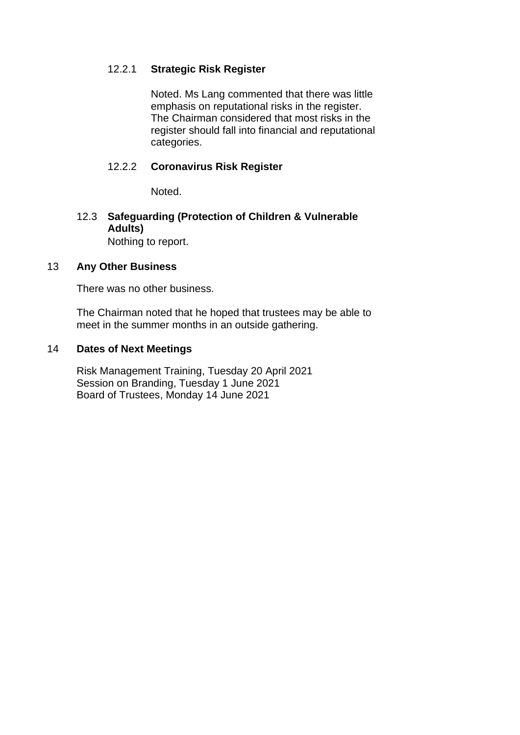#### 12.2.1 **Strategic Risk Register**

Noted. Ms Lang commented that there was little emphasis on reputational risks in the register. The Chairman considered that most risks in the register should fall into financial and reputational categories.

#### 12.2.2 **Coronavirus Risk Register**

Noted.

### 12.3 **Safeguarding (Protection of Children & Vulnerable Adults)**

Nothing to report.

## 13 **Any Other Business**

There was no other business.

The Chairman noted that he hoped that trustees may be able to meet in the summer months in an outside gathering.

## 14 **Dates of Next Meetings**

Risk Management Training, Tuesday 20 April 2021
Session on Branding, Tuesday 1 June 2021
Board of Trustees, Monday 14 June 2021